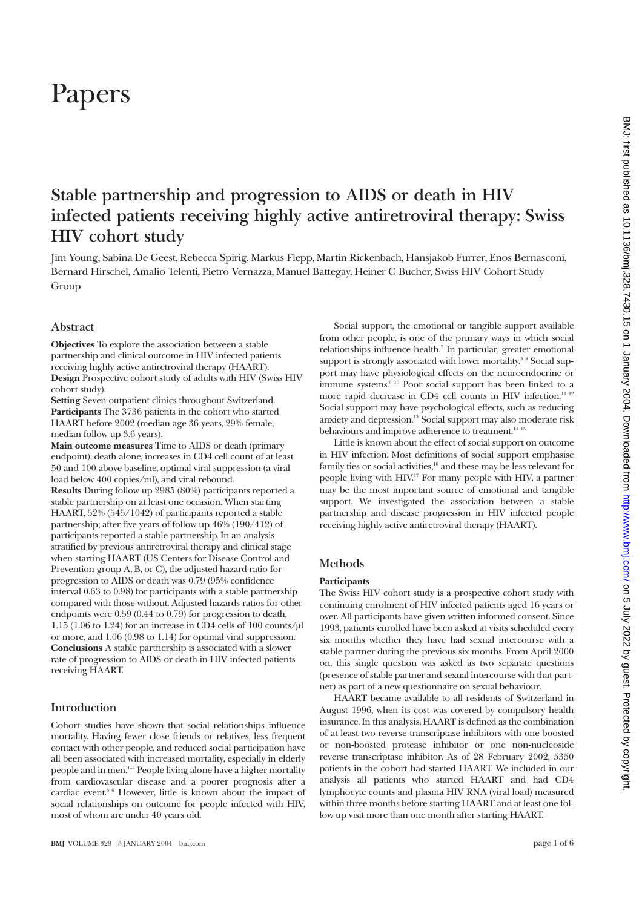# Papers

## Stable partnership and progression to AIDS or death in HIV infected patients receiving highly active antiretroviral therapy: Swiss HIV cohort study

Jim Young, Sabina De Geest, Rebecca Spirig, Markus Flepp, Martin Rickenbach, Hansjakob Furrer, Enos Bernasconi, Bernard Hirschel, Amalio Telenti, Pietro Vernazza, Manuel Battegay, Heiner C Bucher, Swiss HIV Cohort Study Group

### Abstract

**Objectives** To explore the association between a stable partnership and clinical outcome in HIV infected patients receiving highly active antiretroviral therapy (HAART).
**Design** Prospective cohort study of adults with HIV (Swiss HIV cohort study).
**Setting** Seven outpatient clinics throughout Switzerland.
**Participants** The 3736 patients in the cohort who started HAART before 2002 (median age 36 years, 29% female, median follow up 3.6 years).
**Main outcome measures** Time to AIDS or death (primary endpoint), death alone, increases in CD4 cell count of at least 50 and 100 above baseline, optimal viral suppression (a viral load below 400 copies/ml), and viral rebound.
**Results** During follow up 2985 (80%) participants reported a stable partnership on at least one occasion. When starting HAART, 52% (545/1042) of participants reported a stable partnership; after five years of follow up 46% (190/412) of participants reported a stable partnership. In an analysis stratified by previous antiretroviral therapy and clinical stage when starting HAART (US Centers for Disease Control and Prevention group A, B, or C), the adjusted hazard ratio for progression to AIDS or death was 0.79 (95% confidence interval 0.63 to 0.98) for participants with a stable partnership compared with those without. Adjusted hazards ratios for other endpoints were 0.59 (0.44 to 0.79) for progression to death, 1.15 (1.06 to 1.24) for an increase in CD4 cells of 100 counts/μl or more, and 1.06 (0.98 to 1.14) for optimal viral suppression.
**Conclusions** A stable partnership is associated with a slower rate of progression to AIDS or death in HIV infected patients receiving HAART.

### Introduction

Cohort studies have shown that social relationships influence mortality. Having fewer close friends or relatives, less frequent contact with other people, and reduced social participation have all been associated with increased mortality, especially in elderly people and in men.[1–4] People living alone have a higher mortality from cardiovascular disease and a poorer prognosis after a cardiac event.[5 6] However, little is known about the impact of social relationships on outcome for people infected with HIV, most of whom are under 40 years old.

Social support, the emotional or tangible support available from other people, is one of the primary ways in which social relationships influence health.[7] In particular, greater emotional support is strongly associated with lower mortality.[3 8] Social support may have physiological effects on the neuroendocrine or immune systems.[9 10] Poor social support has been linked to a more rapid decrease in CD4 cell counts in HIV infection.[11 12] Social support may have psychological effects, such as reducing anxiety and depression.[13] Social support may also moderate risk behaviours and improve adherence to treatment.[14 15]

Little is known about the effect of social support on outcome in HIV infection. Most definitions of social support emphasise family ties or social activities,[16] and these may be less relevant for people living with HIV.[17] For many people with HIV, a partner may be the most important source of emotional and tangible support. We investigated the association between a stable partnership and disease progression in HIV infected people receiving highly active antiretroviral therapy (HAART).

### Methods

#### Participants

The Swiss HIV cohort study is a prospective cohort study with continuing enrolment of HIV infected patients aged 16 years or over. All participants have given written informed consent. Since 1993, patients enrolled have been asked at visits scheduled every six months whether they have had sexual intercourse with a stable partner during the previous six months. From April 2000 on, this single question was asked as two separate questions (presence of stable partner and sexual intercourse with that partner) as part of a new questionnaire on sexual behaviour.

HAART became available to all residents of Switzerland in August 1996, when its cost was covered by compulsory health insurance. In this analysis, HAART is defined as the combination of at least two reverse transcriptase inhibitors with one boosted or non-boosted protease inhibitor or one non-nucleoside reverse transcriptase inhibitor. As of 28 February 2002, 5350 patients in the cohort had started HAART. We included in our analysis all patients who started HAART and had CD4 lymphocyte counts and plasma HIV RNA (viral load) measured within three months before starting HAART and at least one follow up visit more than one month after starting HAART.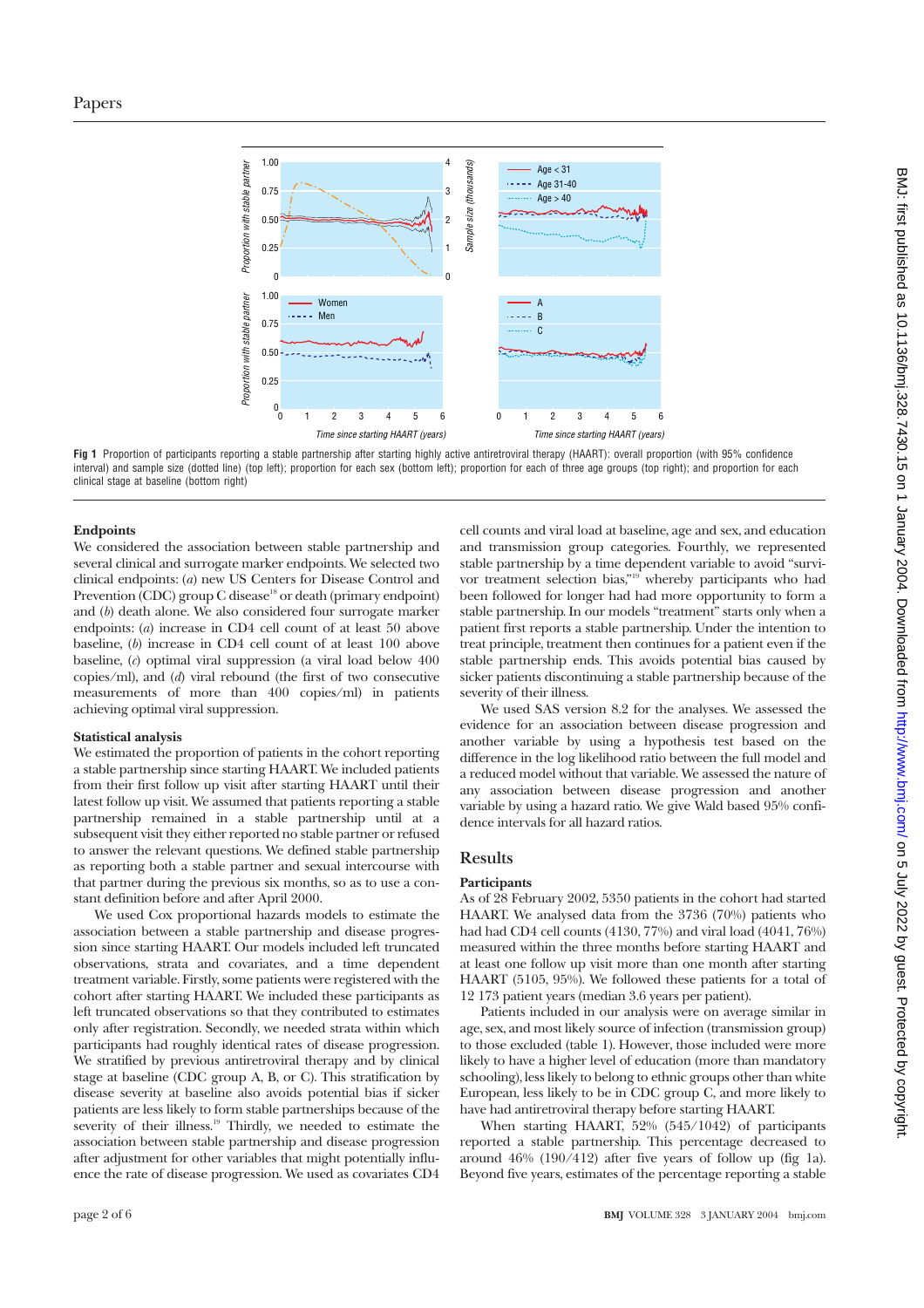Proportion with stable partner
1.00
0.75
0.50
0.25
0
Sample size (thousands)
4
3
2
1
0

Age < 31
Age 31-40
Age > 40

Proportion with stable partner
1.00
0.75
0.50
0.25
0
Women
Men

A
B
C

0 1 2 3 4 5 6
Time since starting HAART (years)

0 1 2 3 4 5 6
Time since starting HAART (years)

**Fig 1** Proportion of participants reporting a stable partnership after starting highly active antiretroviral therapy (HAART): overall proportion (with 95% confidence interval) and sample size (dotted line) (top left); proportion for each sex (bottom left); proportion for each of three age groups (top right); and proportion for each clinical stage at baseline (bottom right)

### Endpoints

We considered the association between stable partnership and several clinical and surrogate marker endpoints. We selected two clinical endpoints: (*a*) new US Centers for Disease Control and Prevention (CDC) group C disease[18] or death (primary endpoint) and (*b*) death alone. We also considered four surrogate marker endpoints: (*a*) increase in CD4 cell count of at least 50 above baseline, (*b*) increase in CD4 cell count of at least 100 above baseline, (*c*) optimal viral suppression (a viral load below 400 copies/ml), and (*d*) viral rebound (the first of two consecutive measurements of more than 400 copies/ml) in patients achieving optimal viral suppression.

### Statistical analysis

We estimated the proportion of patients in the cohort reporting a stable partnership since starting HAART. We included patients from their first follow up visit after starting HAART until their latest follow up visit. We assumed that patients reporting a stable partnership remained in a stable partnership until at a subsequent visit they either reported no stable partner or refused to answer the relevant questions. We defined stable partnership as reporting both a stable partner and sexual intercourse with that partner during the previous six months, so as to use a constant definition before and after April 2000.

We used Cox proportional hazards models to estimate the association between a stable partnership and disease progression since starting HAART. Our models included left truncated observations, strata and covariates, and a time dependent treatment variable. Firstly, some patients were registered with the cohort after starting HAART. We included these participants as left truncated observations so that they contributed to estimates only after registration. Secondly, we needed strata within which participants had roughly identical rates of disease progression. We stratified by previous antiretroviral therapy and by clinical stage at baseline (CDC group A, B, or C). This stratification by disease severity at baseline also avoids potential bias if sicker patients are less likely to form stable partnerships because of the severity of their illness.[19] Thirdly, we needed to estimate the association between stable partnership and disease progression after adjustment for other variables that might potentially influence the rate of disease progression. We used as covariates CD4 cell counts and viral load at baseline, age and sex, and education and transmission group categories. Fourthly, we represented stable partnership by a time dependent variable to avoid "survivor treatment selection bias,"[19] whereby participants who had been followed for longer had had more opportunity to form a stable partnership. In our models "treatment" starts only when a patient first reports a stable partnership. Under the intention to treat principle, treatment then continues for a patient even if the stable partnership ends. This avoids potential bias caused by sicker patients discontinuing a stable partnership because of the severity of their illness.

We used SAS version 8.2 for the analyses. We assessed the evidence for an association between disease progression and another variable by using a hypothesis test based on the difference in the log likelihood ratio between the full model and a reduced model without that variable. We assessed the nature of any association between disease progression and another variable by using a hazard ratio. We give Wald based 95% confidence intervals for all hazard ratios.

## Results

### Participants

As of 28 February 2002, 5350 patients in the cohort had started HAART. We analysed data from the 3736 (70%) patients who had had CD4 cell counts (4130, 77%) and viral load (4041, 76%) measured within the three months before starting HAART and at least one follow up visit more than one month after starting HAART (5105, 95%). We followed these patients for a total of 12 173 patient years (median 3.6 years per patient).

Patients included in our analysis were on average similar in age, sex, and most likely source of infection (transmission group) to those excluded (table 1). However, those included were more likely to have a higher level of education (more than mandatory schooling), less likely to belong to ethnic groups other than white European, less likely to be in CDC group C, and more likely to have had antiretroviral therapy before starting HAART.

When starting HAART, 52% (545/1042) of participants reported a stable partnership. This percentage decreased to around 46% (190/412) after five years of follow up (fig 1a). Beyond five years, estimates of the percentage reporting a stable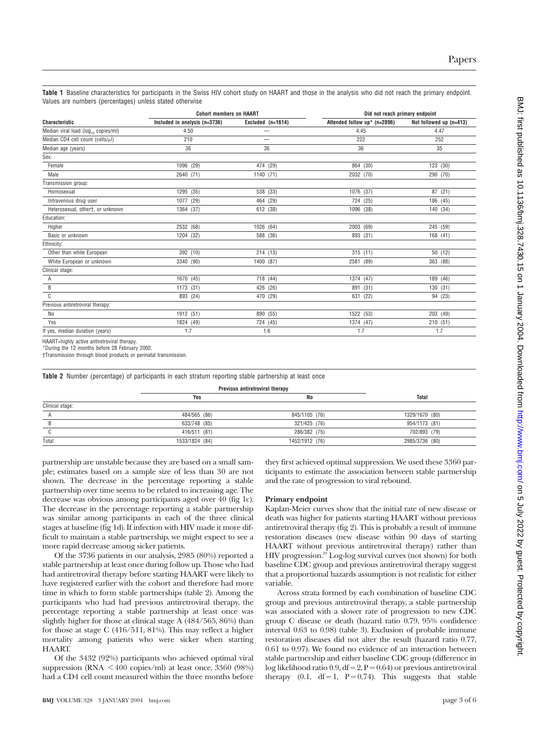**Table 1** Baseline characteristics for participants in the Swiss HIV cohort study on HAART and those in the analysis who did not reach the primary endpoint. Values are numbers (percentages) unless stated otherwise

| Characteristic | Cohort members on HAART | | Did not reach primary endpoint | |
|---|---|---|---|---|
| | Included in analysis (n=3736) | Excluded (n=1614) | Attended follow up* (n=2896) | Not followed up (n=413) |
| Median viral load ($log_{10}$ copies/ml) | 4.50 | — | 4.45 | 4.47 |
| Median CD4 cell count (cells/μl) | 210 | — | 222 | 252 |
| Median age (years) | 36 | 36 | 36 | 35 |
| Sex: | | | | |
| Female | 1096 (29) | 474 (29) | 864 (30) | 123 (30) |
| Male | 2640 (71) | 1140 (71) | 2032 (70) | 290 (70) |
| Transmission group: | | | | |
| Homosexual | 1295 (35) | 538 (33) | 1076 (37) | 87 (21) |
| Intravenous drug user | 1077 (29) | 464 (29) | 724 (25) | 186 (45) |
| Heterosexual, other†, or unknown | 1364 (37) | 612 (38) | 1096 (38) | 140 (34) |
| Education: | | | | |
| Higher | 2532 (68) | 1026 (64) | 2003 (69) | 245 (59) |
| Basic or unknown | 1204 (32) | 588 (36) | 893 (31) | 168 (41) |
| Ethnicity: | | | | |
| Other than white European | 392 (10) | 214 (13) | 315 (11) | 50 (12) |
| White European or unknown | 3340 (90) | 1400 (87) | 2581 (89) | 363 (88) |
| Clinical stage: | | | | |
| A | 1670 (45) | 718 (44) | 1374 (47) | 189 (46) |
| B | 1173 (31) | 426 (26) | 891 (31) | 130 (31) |
| C | 893 (24) | 470 (29) | 631 (22) | 94 (23) |
| Previous antiretroviral therapy: | | | | |
| No | 1912 (51) | 890 (55) | 1522 (53) | 203 (49) |
| Yes | 1824 (49) | 724 (45) | 1374 (47) | 210 (51) |
| If yes, median duration (years) | 1.7 | 1.6 | 1.7 | 1.7 |

HAART=highly active antiretroviral therapy.
*During the 12 months before 28 February 2002.
†Transmission through blood products or perinatal transmission.

**Table 2** Number (percentage) of participants in each stratum reporting stable partnership at least once

| | Previous antiretroviral therapy | | |
|---|---|---|---|
| | Yes | No | Total |
| Clinical stage: | | | |
| A | 484/565 (86) | 845/1105 (76) | 1329/1670 (80) |
| B | 633/748 (85) | 321/425 (76) | 954/1173 (81) |
| C | 416/511 (81) | 286/382 (75) | 702/893 (79) |
| Total | 1533/1824 (84) | 1452/1912 (76) | 2985/3736 (80) |

partnership are unstable because they are based on a small sample; estimates based on a sample size of less than 30 are not shown. The decrease in the percentage reporting a stable partnership over time seems to be related to increasing age. The decrease was obvious among participants aged over 40 (fig 1c). The decrease in the percentage reporting a stable partnership was similar among participants in each of the three clinical stages at baseline (fig 1d). If infection with HIV made it more difficult to maintain a stable partnership, we might expect to see a more rapid decrease among sicker patients.

Of the 3736 patients in our analysis, 2985 (80%) reported a stable partnership at least once during follow up. Those who had had antiretroviral therapy before starting HAART were likely to have registered earlier with the cohort and therefore had more time in which to form stable partnerships (table 2). Among the participants who had had previous antiretroviral therapy, the percentage reporting a stable partnership at least once was slightly higher for those at clinical stage A (484/565, 86%) than for those at stage C (416/511, 81%). This may reflect a higher mortality among patients who were sicker when starting HAART.

Of the 3432 (92%) participants who achieved optimal viral suppression (RNA <400 copies/ml) at least once, 3360 (98%) had a CD4 cell count measured within the three months before they first achieved optimal suppression. We used these 3360 participants to estimate the association between stable partnership and the rate of progression to viral rebound.

### Primary endpoint

Kaplan-Meier curves show that the initial rate of new disease or death was higher for patients starting HAART without previous antiretroviral therapy (fig 2). This is probably a result of immune restoration diseases (new disease within 90 days of starting HAART without previous antiretroviral therapy) rather than HIV progression.[20] Log-log survival curves (not shown) for both baseline CDC group and previous antiretroviral therapy suggest that a proportional hazards assumption is not realistic for either variable.

Across strata formed by each combination of baseline CDC group and previous antiretroviral therapy, a stable partnership was associated with a slower rate of progression to new CDC group C disease or death (hazard ratio 0.79, 95% confidence interval 0.63 to 0.98) (table 3). Exclusion of probable immune restoration diseases did not alter the result (hazard ratio 0.77, 0.61 to 0.97). We found no evidence of an interaction between stable partnership and either baseline CDC group (difference in log likelihood ratio 0.9, df=2, P=0.64) or previous antiretroviral therapy (0.1, df=1, P=0.74). This suggests that stable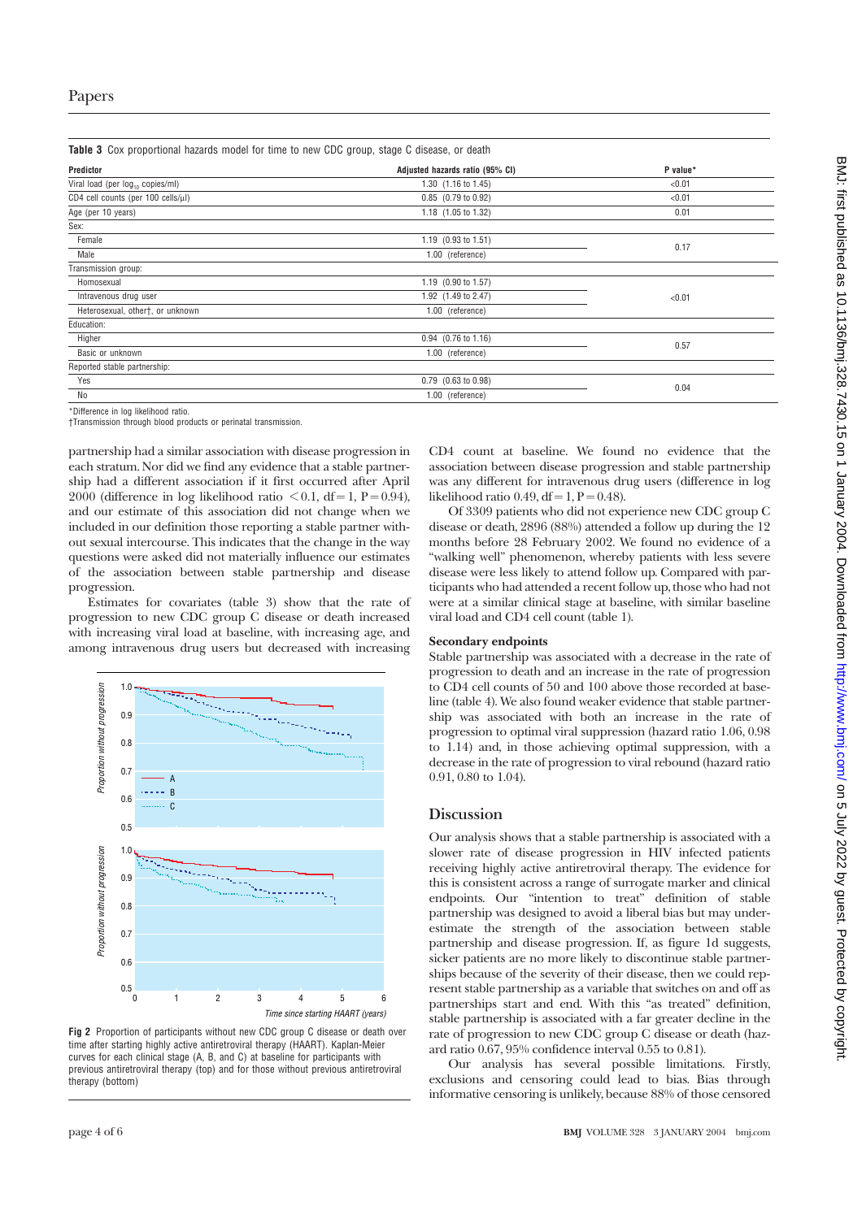**Table 3** Cox proportional hazards model for time to new CDC group, stage C disease, or death

| Predictor | Adjusted hazards ratio (95% CI) | P value* |
|---|---|---|
| Viral load (per $log_{10}$ copies/ml) | 1.30 (1.16 to 1.45) | <0.01 |
| CD4 cell counts (per 100 cells/μl) | 0.85 (0.79 to 0.92) | <0.01 |
| Age (per 10 years) | 1.18 (1.05 to 1.32) | 0.01 |
| Sex: | | |
| Female | 1.19 (0.93 to 1.51) | 0.17 |
| Male | 1.00 (reference) | |
| Transmission group: | | |
| Homosexual | 1.19 (0.90 to 1.57) | <0.01 |
| Intravenous drug user | 1.92 (1.49 to 2.47) | |
| Heterosexual, other†, or unknown | 1.00 (reference) | |
| Education: | | |
| Higher | 0.94 (0.76 to 1.16) | 0.57 |
| Basic or unknown | 1.00 (reference) | |
| Reported stable partnership: | | |
| Yes | 0.79 (0.63 to 0.98) | 0.04 |
| No | 1.00 (reference) | |

*Difference in log likelihood ratio.
†Transmission through blood products or perinatal transmission.

partnership had a similar association with disease progression in each stratum. Nor did we find any evidence that a stable partnership had a different association if it first occurred after April 2000 (difference in log likelihood ratio $<0.1$, df $=1$, $P=0.94$), and our estimate of this association did not change when we included in our definition those reporting a stable partner without sexual intercourse. This indicates that the change in the way questions were asked did not materially influence our estimates of the association between stable partnership and disease progression.

Estimates for covariates (table 3) show that the rate of progression to new CDC group C disease or death increased with increasing viral load at baseline, with increasing age, and among intravenous drug users but decreased with increasing CD4 count at baseline. We found no evidence that the association between disease progression and stable partnership was any different for intravenous drug users (difference in log likelihood ratio 0.49, df $=1$, $P=0.48$).

Of 3309 patients who did not experience new CDC group C disease or death, 2896 (88%) attended a follow up during the 12 months before 28 February 2002. We found no evidence of a "walking well" phenomenon, whereby patients with less severe disease were less likely to attend follow up. Compared with participants who had attended a recent follow up, those who had not were at a similar clinical stage at baseline, with similar baseline viral load and CD4 cell count (table 1).

**Fig 2** Proportion of participants without new CDC group C disease or death over time after starting highly active antiretroviral therapy (HAART). Kaplan-Meier curves for each clinical stage (A, B, and C) at baseline for participants with previous antiretroviral therapy (top) and for those without previous antiretroviral therapy (bottom)

### Secondary endpoints

Stable partnership was associated with a decrease in the rate of progression to death and an increase in the rate of progression to CD4 cell counts of 50 and 100 above those recorded at baseline (table 4). We also found weaker evidence that stable partnership was associated with both an increase in the rate of progression to optimal viral suppression (hazard ratio 1.06, 0.98 to 1.14) and, in those achieving optimal suppression, with a decrease in the rate of progression to viral rebound (hazard ratio 0.91, 0.80 to 1.04).

## Discussion

Our analysis shows that a stable partnership is associated with a slower rate of disease progression in HIV infected patients receiving highly active antiretroviral therapy. The evidence for this is consistent across a range of surrogate marker and clinical endpoints. Our "intention to treat" definition of stable partnership was designed to avoid a liberal bias but may underestimate the strength of the association between stable partnership and disease progression. If, as figure 1d suggests, sicker patients are no more likely to discontinue stable partnerships because of the severity of their disease, then we could represent stable partnership as a variable that switches on and off as partnerships start and end. With this "as treated" definition, stable partnership is associated with a far greater decline in the rate of progression to new CDC group C disease or death (hazard ratio 0.67, 95% confidence interval 0.55 to 0.81).

Our analysis has several possible limitations. Firstly, exclusions and censoring could lead to bias. Bias through informative censoring is unlikely, because 88% of those censored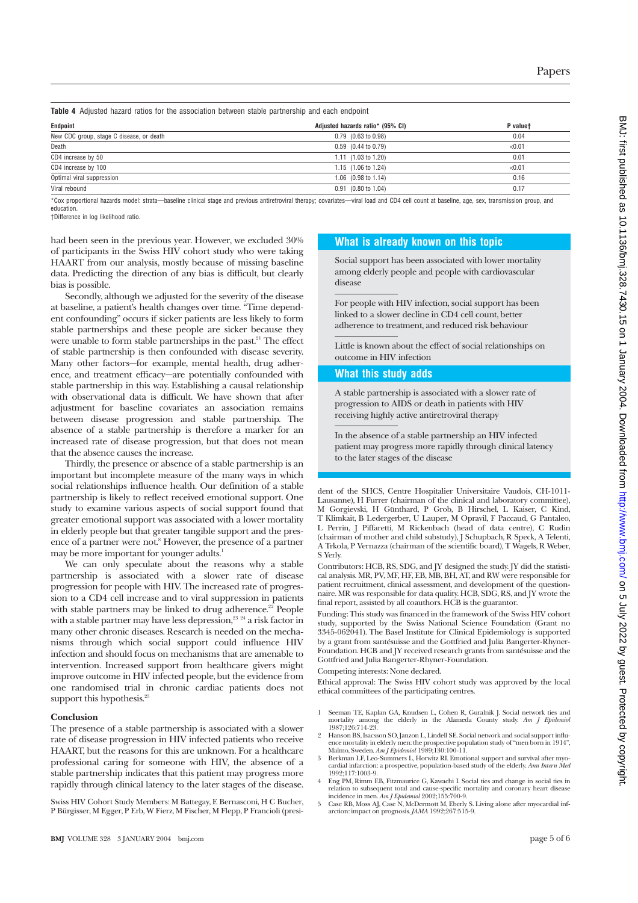**Table 4** Adjusted hazard ratios for the association between stable partnership and each endpoint

| Endpoint | Adjusted hazards ratio* (95% CI) | P value† |
|---|---|---|
| New CDC group, stage C disease, or death | 0.79 (0.63 to 0.98) | 0.04 |
| Death | 0.59 (0.44 to 0.79) | <0.01 |
| CD4 increase by 50 | 1.11 (1.03 to 1.20) | 0.01 |
| CD4 increase by 100 | 1.15 (1.06 to 1.24) | <0.01 |
| Optimal viral suppression | 1.06 (0.98 to 1.14) | 0.16 |
| Viral rebound | 0.91 (0.80 to 1.04) | 0.17 |

*Cox proportional hazards model: strata—baseline clinical stage and previous antiretroviral therapy; covariates—viral load and CD4 cell count at baseline, age, sex, transmission group, and education.
†Difference in log likelihood ratio.

had been seen in the previous year. However, we excluded 30% of participants in the Swiss HIV cohort study who were taking HAART from our analysis, mostly because of missing baseline data. Predicting the direction of any bias is difficult, but clearly bias is possible.

Secondly, although we adjusted for the severity of the disease at baseline, a patient's health changes over time. "Time dependent confounding" occurs if sicker patients are less likely to form stable partnerships and these people are sicker because they were unable to form stable partnerships in the past.[21] The effect of stable partnership is then confounded with disease severity. Many other factors—for example, mental health, drug adherence, and treatment efficacy—are potentially confounded with stable partnership in this way. Establishing a causal relationship with observational data is difficult. We have shown that after adjustment for baseline covariates an association remains between disease progression and stable partnership. The absence of a stable partnership is therefore a marker for an increased rate of disease progression, but that does not mean that the absence causes the increase.

Thirdly, the presence or absence of a stable partnership is an important but incomplete measure of the many ways in which social relationships influence health. Our definition of a stable partnership is likely to reflect received emotional support. One study to examine various aspects of social support found that greater emotional support was associated with a lower mortality in elderly people but that greater tangible support and the presence of a partner were not.[8] However, the presence of a partner may be more important for younger adults.[1]

We can only speculate about the reasons why a stable partnership is associated with a slower rate of disease progression for people with HIV. The increased rate of progression to a CD4 cell increase and to viral suppression in patients with stable partners may be linked to drug adherence.[22] People with a stable partner may have less depression,[23 24] a risk factor in many other chronic diseases. Research is needed on the mechanisms through which social support could influence HIV infection and should focus on mechanisms that are amenable to intervention. Increased support from healthcare givers might improve outcome in HIV infected people, but the evidence from one randomised trial in chronic cardiac patients does not support this hypothesis.[25]

### Conclusion

The presence of a stable partnership is associated with a slower rate of disease progression in HIV infected patients who receive HAART, but the reasons for this are unknown. For a healthcare professional caring for someone with HIV, the absence of a stable partnership indicates that this patient may progress more rapidly through clinical latency to the later stages of the disease.

Swiss HIV Cohort Study Members: M Battegay, E Bernasconi, H C Bucher, P Bürgisser, M Egger, P Erb, W Fierz, M Fischer, M Flepp, P Francioli (president of the SHCS, Centre Hospitalier Universitaire Vaudois, CH-1011-Lausanne), H Furrer (chairman of the clinical and laboratory committee), M Gorgievski, H Günthard, P Grob, B Hirschel, L Kaiser, C Kind, T Klimkait, B Ledergerber, U Lauper, M Opravil, F Paccaud, G Pantaleo, L Perrin, J Piffaretti, M Rickenbach (head of data centre), C Rudin (chairman of mother and child substudy), J Schupbach, R Speck, A Telenti, A Trkola, P Vernazza (chairman of the scientific board), T Wagels, R Weber, S Yerly.

#### What is already known on this topic

Social support has been associated with lower mortality among elderly people and people with cardiovascular disease

For people with HIV infection, social support has been linked to a slower decline in CD4 cell count, better adherence to treatment, and reduced risk behaviour

Little is known about the effect of social relationships on outcome in HIV infection

#### What this study adds

A stable partnership is associated with a slower rate of progression to AIDS or death in patients with HIV receiving highly active antiretroviral therapy

In the absence of a stable partnership an HIV infected patient may progress more rapidly through clinical latency to the later stages of the disease

Contributors: HCB, RS, SDG, and JY designed the study. JY did the statistical analysis. MR, PV, MF, HF, EB, MB, BH, AT, and RW were responsible for patient recruitment, clinical assessment, and development of the questionnaire. MR was responsible for data quality. HCB, SDG, RS, and JY wrote the final report, assisted by all coauthors. HCB is the guarantor.

Funding: This study was financed in the framework of the Swiss HIV cohort study, supported by the Swiss National Science Foundation (Grant no 3345-062041). The Basel Institute for Clinical Epidemiology is supported by a grant from santésuisse and the Gottfried and Julia Bangerter-Rhyner-Foundation. HCB and JY received research grants from santésuisse and the Gottfried and Julia Bangerter-Rhyner-Foundation.

Competing interests: None declared.

Ethical approval: The Swiss HIV cohort study was approved by the local ethical committees of the participating centres.

1. Seeman TE, Kaplan GA, Knudsen L, Cohen R, Guralnik J. Social network ties and mortality among the elderly in the Alameda County study. *Am J Epidemiol* 1987;126:714-23.
2. Hanson BS, Isacsson SO, Janzon L, Lindell SE. Social network and social support influence mortality in elderly men: the prospective population study of "men born in 1914", Malmo, Sweden. *Am J Epidemiol* 1989;130:100-11.
3. Berkman LF, Leo-Summers L, Horwitz RI. Emotional support and survival after myocardial infarction: a prospective, population-based study of the elderly. *Ann Intern Med* 1992;117:1003-9.
4. Eng PM, Rimm EB, Fitzmaurice G, Kawachi I. Social ties and change in social ties in relation to subsequent total and cause-specific mortality and coronary heart disease incidence in men. *Am J Epidemiol* 2002;155:700-9.
5. Case RB, Moss AJ, Case N, McDermott M, Eberly S. Living alone after myocardial infarction: impact on prognosis. *JAMA* 1992;267:515-9.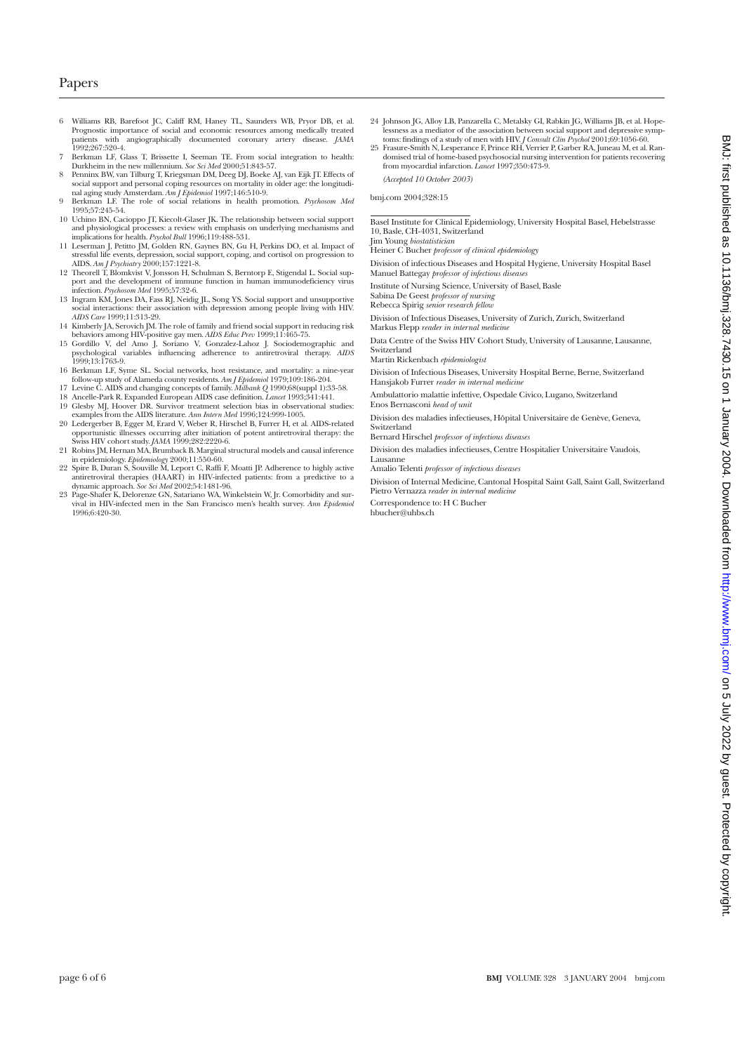6 Williams RB, Barefoot JC, Califf RM, Haney TL, Saunders WB, Pryor DB, et al. Prognostic importance of social and economic resources among medically treated patients with angiographically documented coronary artery disease. *JAMA* 1992;267:520-4.
7 Berkman LF, Glass T, Brissette I, Seeman TE. From social integration to health: Durkheim in the new millennium. *Soc Sci Med* 2000;51:843-57.
8 Penninx BW, van Tilburg T, Kriegsman DM, Deeg DJ, Boeke AJ, van Eijk JT. Effects of social support and personal coping resources on mortality in older age: the longitudinal aging study Amsterdam. *Am J Epidemiol* 1997;146:510-9.
9 Berkman LF. The role of social relations in health promotion. *Psychosom Med* 1995;57:245-54.
10 Uchino BN, Cacioppo JT, Kiecolt-Glaser JK. The relationship between social support and physiological processes: a review with emphasis on underlying mechanisms and implications for health. *Psychol Bull* 1996;119:488-531.
11 Leserman J, Petitto JM, Golden RN, Gaynes BN, Gu H, Perkins DO, et al. Impact of stressful life events, depression, social support, coping, and cortisol on progression to AIDS. *Am J Psychiatry* 2000;157:1221-8.
12 Theorell T, Blomkvist V, Jonsson H, Schulman S, Berntorp E, Stigendal L. Social support and the development of immune function in human immunodeficiency virus infection. *Psychosom Med* 1995;57:32-6.
13 Ingram KM, Jones DA, Fass RJ, Neidig JL, Song YS. Social support and unsupportive social interactions: their association with depression among people living with HIV. *AIDS Care* 1999;11:313-29.
14 Kimberly JA, Serovich JM. The role of family and friend social support in reducing risk behaviors among HIV-positive gay men. *AIDS Educ Prev* 1999;11:465-75.
15 Gordillo V, del Amo J, Soriano V, Gonzalez-Lahoz J. Sociodemographic and psychological variables influencing adherence to antiretroviral therapy. *AIDS* 1999;13:1763-9.
16 Berkman LF, Syme SL. Social networks, host resistance, and mortality: a nine-year follow-up study of Alameda county residents. *Am J Epidemiol* 1979;109:186-204.
17 Levine C. AIDS and changing concepts of family. *Milbank Q* 1990;68(suppl 1):33-58.
18 Ancelle-Park R. Expanded European AIDS case definition. *Lancet* 1993;341:441.
19 Glesby MJ, Hoover DR. Survivor treatment selection bias in observational studies: examples from the AIDS literature. *Ann Intern Med* 1996;124:999-1005.
20 Ledergerber B, Egger M, Erard V, Weber R, Hirschel B, Furrer H, et al. AIDS-related opportunistic illnesses occurring after initiation of potent antiretroviral therapy: the Swiss HIV cohort study. *JAMA* 1999;282:2220-6.
21 Robins JM, Hernan MA, Brumback B. Marginal structural models and causal inference in epidemiology. *Epidemiology* 2000;11:550-60.
22 Spire B, Duran S, Souville M, Leport C, Raffi F, Moatti JP. Adherence to highly active antiretroviral therapies (HAART) in HIV-infected patients: from a predictive to a dynamic approach. *Soc Sci Med* 2002;54:1481-96.
23 Page-Shafer K, Delorenze GN, Satariano WA, Winkelstein W, Jr. Comorbidity and survival in HIV-infected men in the San Francisco men's health survey. *Ann Epidemiol* 1996;6:420-30.
24 Johnson JG, Alloy LB, Panzarella C, Metalsky GI, Rabkin JG, Williams JB, et al. Hopelessness as a mediator of the association between social support and depressive symptoms: findings of a study of men with HIV. *J Consult Clin Psychol* 2001;69:1056-60.
25 Frasure-Smith N, Lesperance F, Prince RH, Verrier P, Garber RA, Juneau M, et al. Randomised trial of home-based psychosocial nursing intervention for patients recovering from myocardial infarction. *Lancet* 1997;350:473-9.

*(Accepted 10 October 2003)*

bmj.com 2004;328:15

Basel Institute for Clinical Epidemiology, University Hospital Basel, Hebelstrasse 10, Basle, CH-4031, Switzerland
Jim Young *biostatistician*
Heiner C Bucher *professor of clinical epidemiology*

Division of infectious Diseases and Hospital Hygiene, University Hospital Basel
Manuel Battegay *professor of infectious diseases*

Institute of Nursing Science, University of Basel, Basle
Sabina De Geest *professor of nursing*
Rebecca Spirig *senior research fellow*

Division of Infectious Diseases, University of Zurich, Zurich, Switzerland
Markus Flepp *reader in internal medicine*

Data Centre of the Swiss HIV Cohort Study, University of Lausanne, Lausanne, Switzerland
Martin Rickenbach *epidemiologist*

Division of Infectious Diseases, University Hospital Berne, Berne, Switzerland
Hansjakob Furrer *reader in internal medicine*

Ambulattorio malattie infettive, Ospedale Civico, Lugano, Switzerland
Enos Bernasconi *head of unit*

Division des maladies infectieuses, Hôpital Universitaire de Genève, Geneva, Switzerland
Bernard Hirschel *professor of infectious diseases*

Division des maladies infectieuses, Centre Hospitalier Universitaire Vaudois, Lausanne
Amalio Telenti *professor of infectious diseases*

Division of Internal Medicine, Cantonal Hospital Saint Gall, Saint Gall, Switzerland
Pietro Vernazza *reader in internal medicine*

Correspondence to: H C Bucher
hbucher@uhbs.ch